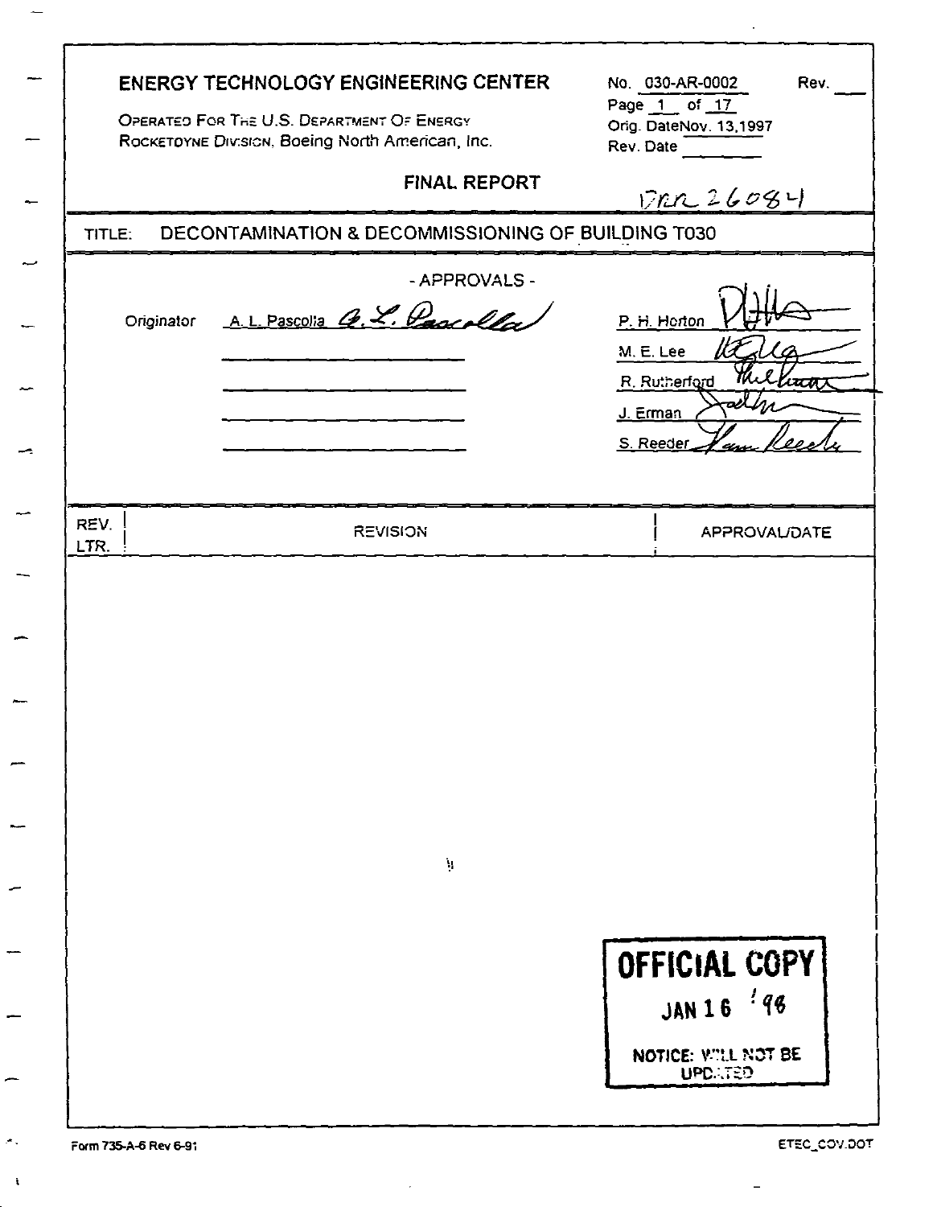**ENERGY TECHNOLOGY ENGINEERING CENTER**

OPERATED FOR THE U.S. DEPARTMENT OF ENERGY
ROCKETDYNE DIVISION, Boeing North American, Inc.

No. 030-AR-0002 Rev. ___
Orig. Date Nov. 13, 1997
Rev. Date ________

**FINAL REPORT**

DRR 26084

**TITLE: DECONTAMINATION & DECOMMISSIONING OF BUILDING T030**

\- APPROVALS -

| | | |
|---|---|---|
| Originator | A. L. Pascolla *A. L. Pascolla* | P. H. Horton |
| | | M. E. Lee |
| | | R. Rutherford |
| | | J. Erman |
| | | S. Reeder |

| REV. LTR. | REVISION | APPROVAL/DATE |
|---|---|---|
| | | |

**OFFICIAL COPY**
**JAN 16 '98**
**NOTICE: WILL NOT BE UPDATED**

Form 735-A-6 Rev 6-91

ETEC_COV.DOT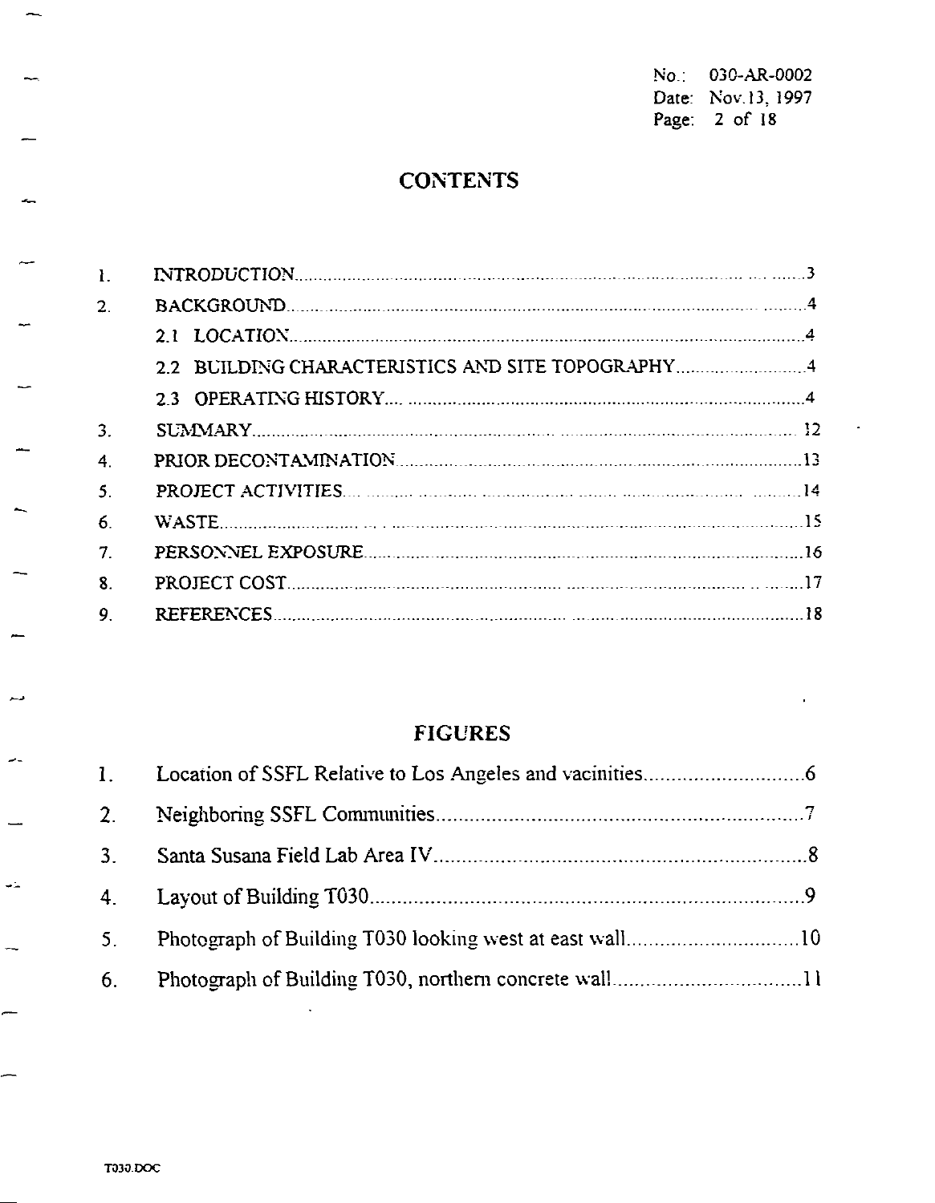# CONTENTS

| | | |
|---|---|---|
| 1. | INTRODUCTION | 3 |
| 2. | BACKGROUND | 4 |
| | 2.1 LOCATION | 4 |
| | 2.2 BUILDING CHARACTERISTICS AND SITE TOPOGRAPHY | 4 |
| | 2.3 OPERATING HISTORY | 4 |
| 3. | SUMMARY | 12 |
| 4. | PRIOR DECONTAMINATION | 13 |
| 5. | PROJECT ACTIVITIES | 14 |
| 6. | WASTE | 15 |
| 7. | PERSONNEL EXPOSURE | 16 |
| 8. | PROJECT COST | 17 |
| 9. | REFERENCES | 18 |

# FIGURES

| | | |
|---|---|---|
| 1. | Location of SSFL Relative to Los Angeles and vacinities | 6 |
| 2. | Neighboring SSFL Communities | 7 |
| 3. | Santa Susana Field Lab Area IV | 8 |
| 4. | Layout of Building T030 | 9 |
| 5. | Photograph of Building T030 looking west at east wall | 10 |
| 6. | Photograph of Building T030, northern concrete wall | 11 |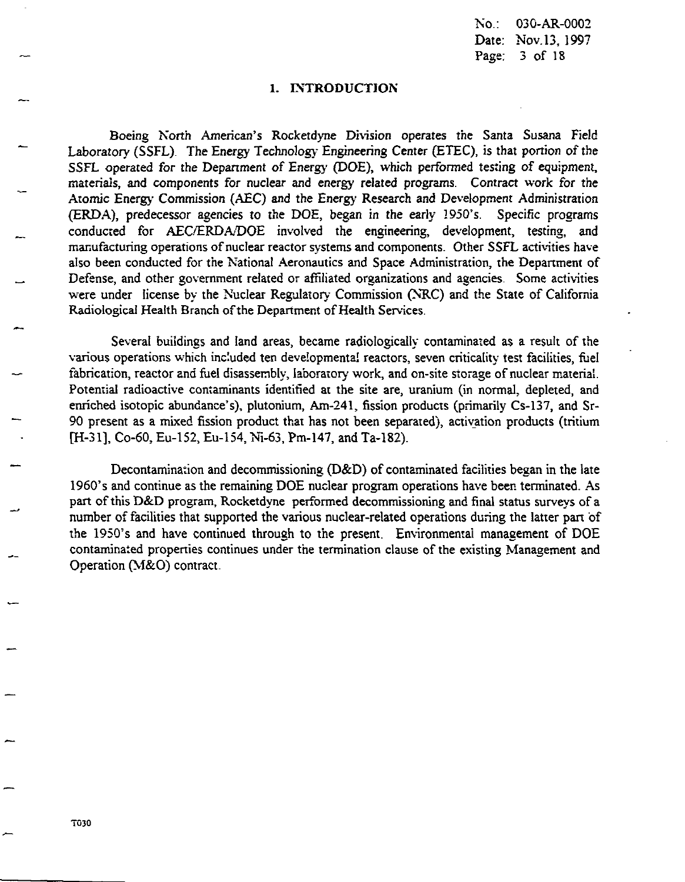# 1. INTRODUCTION

Boeing North American's Rocketdyne Division operates the Santa Susana Field Laboratory (SSFL). The Energy Technology Engineering Center (ETEC), is that portion of the SSFL operated for the Department of Energy (DOE), which performed testing of equipment, materials, and components for nuclear and energy related programs. Contract work for the Atomic Energy Commission (AEC) and the Energy Research and Development Administration (ERDA), predecessor agencies to the DOE, began in the early 1950's. Specific programs conducted for AEC/ERDA/DOE involved the engineering, development, testing, and manufacturing operations of nuclear reactor systems and components. Other SSFL activities have also been conducted for the National Aeronautics and Space Administration, the Department of Defense, and other government related or affiliated organizations and agencies. Some activities were under license by the Nuclear Regulatory Commission (NRC) and the State of California Radiological Health Branch of the Department of Health Services.

Several buildings and land areas, became radiologically contaminated as a result of the various operations which included ten developmental reactors, seven criticality test facilities, fuel fabrication, reactor and fuel disassembly, laboratory work, and on-site storage of nuclear material. Potential radioactive contaminants identified at the site are, uranium (in normal, depleted, and enriched isotopic abundance's), plutonium, Am-241, fission products (primarily Cs-137, and Sr-90 present as a mixed fission product that has not been separated), activation products (tritium [H-31], Co-60, Eu-152, Eu-154, Ni-63, Pm-147, and Ta-182).

Decontamination and decommissioning (D&D) of contaminated facilities began in the late 1960's and continue as the remaining DOE nuclear program operations have been terminated. As part of this D&D program, Rocketdyne performed decommissioning and final status surveys of a number of facilities that supported the various nuclear-related operations during the latter part of the 1950's and have continued through to the present. Environmental management of DOE contaminated properties continues under the termination clause of the existing Management and Operation (M&O) contract.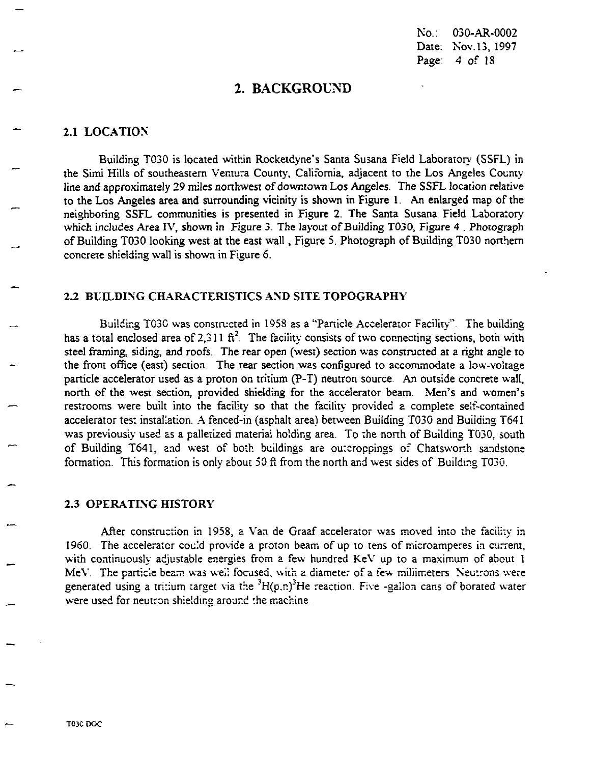## 2. BACKGROUND

### 2.1 LOCATION

Building T030 is located within Rocketdyne's Santa Susana Field Laboratory (SSFL) in the Simi Hills of southeastern Ventura County, California, adjacent to the Los Angeles County line and approximately 29 miles northwest of downtown Los Angeles. The SSFL location relative to the Los Angeles area and surrounding vicinity is shown in Figure 1. An enlarged map of the neighboring SSFL communities is presented in Figure 2. The Santa Susana Field Laboratory which includes Area IV, shown in Figure 3. The layout of Building T030, Figure 4. Photograph of Building T030 looking west at the east wall, Figure 5. Photograph of Building T030 northern concrete shielding wall is shown in Figure 6.

### 2.2 BUILDING CHARACTERISTICS AND SITE TOPOGRAPHY

Building T030 was constructed in 1958 as a "Particle Accelerator Facility". The building has a total enclosed area of 2,311 $ft^2$. The facility consists of two connecting sections, both with steel framing, siding, and roofs. The rear open (west) section was constructed at a right angle to the front office (east) section. The rear section was configured to accommodate a low-voltage particle accelerator used as a proton on tritium (P-T) neutron source. An outside concrete wall, north of the west section, provided shielding for the accelerator beam. Men's and women's restrooms were built into the facility so that the facility provided a complete self-contained accelerator test installation. A fenced-in (asphalt area) between Building T030 and Building T641 was previously used as a palletized material holding area. To the north of Building T030, south of Building T641, and west of both buildings are outcroppings of Chatsworth sandstone formation. This formation is only about 50 ft from the north and west sides of Building T030.

### 2.3 OPERATING HISTORY

After construction in 1958, a Van de Graaf accelerator was moved into the facility in 1960. The accelerator could provide a proton beam of up to tens of microamperes in current, with continuously adjustable energies from a few hundred KeV up to a maximum of about 1 MeV. The particle beam was well focused, with a diameter of a few millimeters. Neutrons were generated using a tritium target via the $^3H(p,n)^3He$ reaction. Five -gallon cans of borated water were used for neutron shielding around the machine.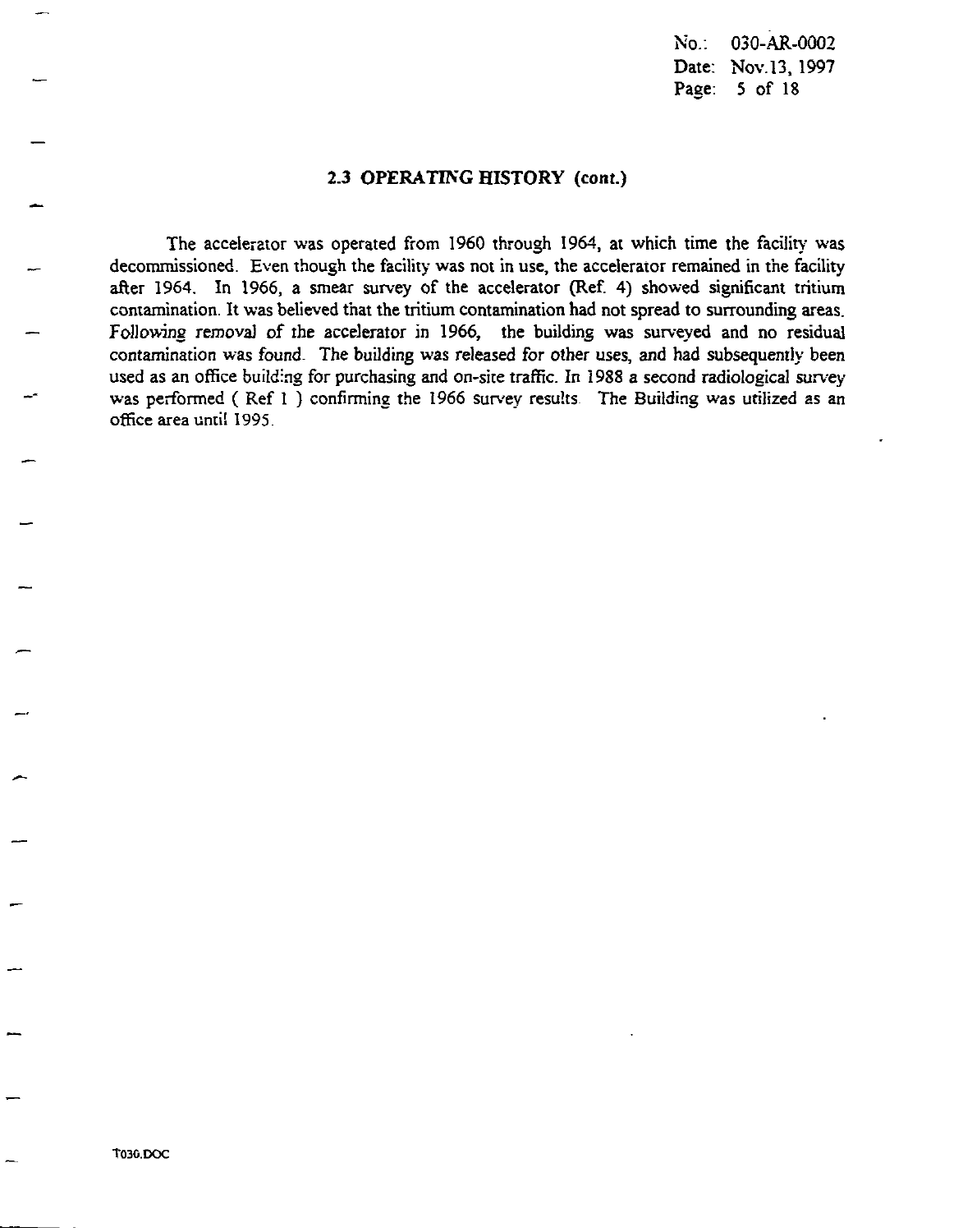## 2.3 OPERATING HISTORY (cont.)

The accelerator was operated from 1960 through 1964, at which time the facility was decommissioned. Even though the facility was not in use, the accelerator remained in the facility after 1964. In 1966, a smear survey of the accelerator (Ref. 4) showed significant tritium contamination. It was believed that the tritium contamination had not spread to surrounding areas. Following removal of the accelerator in 1966, the building was surveyed and no residual contamination was found. The building was released for other uses, and had subsequently been used as an office building for purchasing and on-site traffic. In 1988 a second radiological survey was performed ( Ref 1 ) confirming the 1966 survey results. The Building was utilized as an office area until 1995.

T030.DOC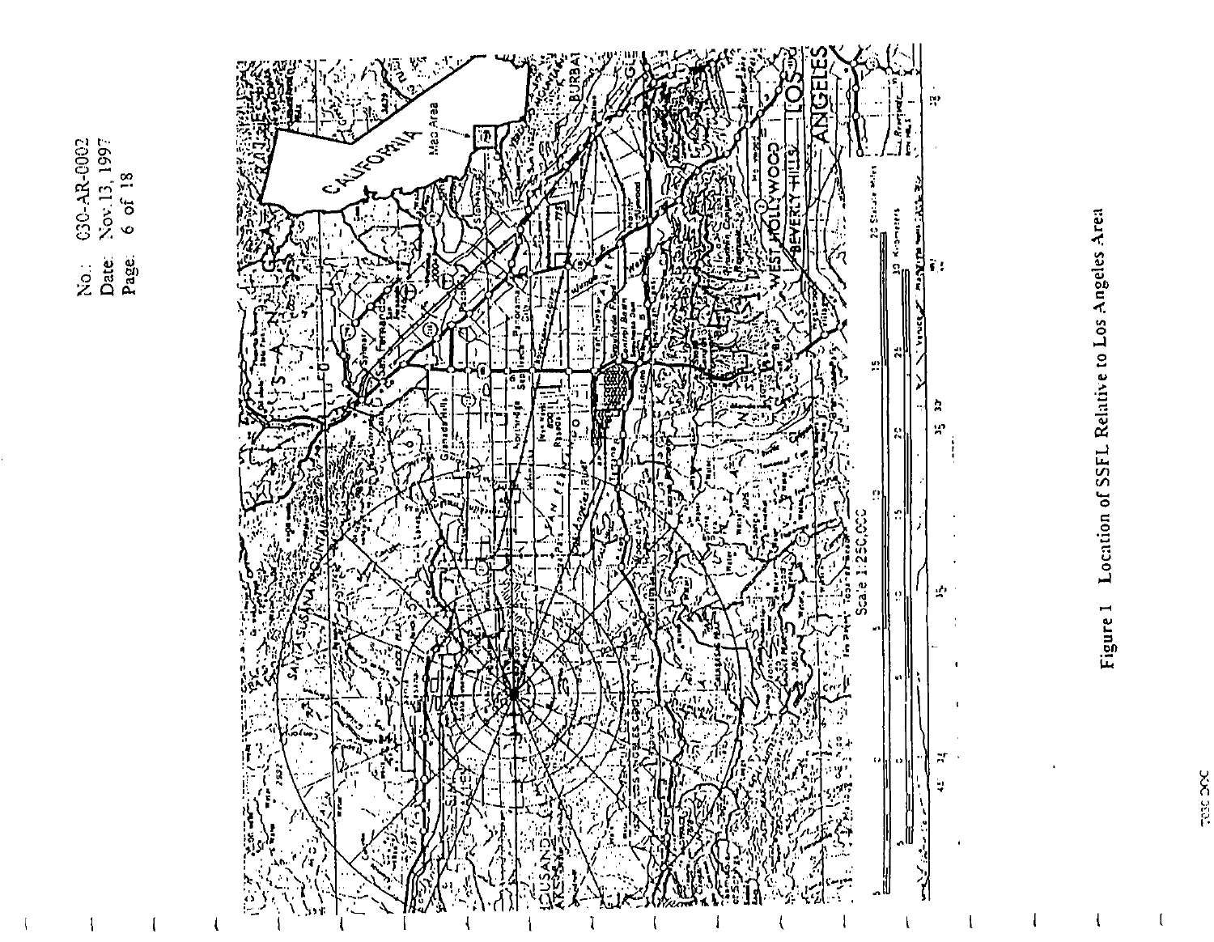Figure 1 Location of SSFL Relative to Los Angeles Area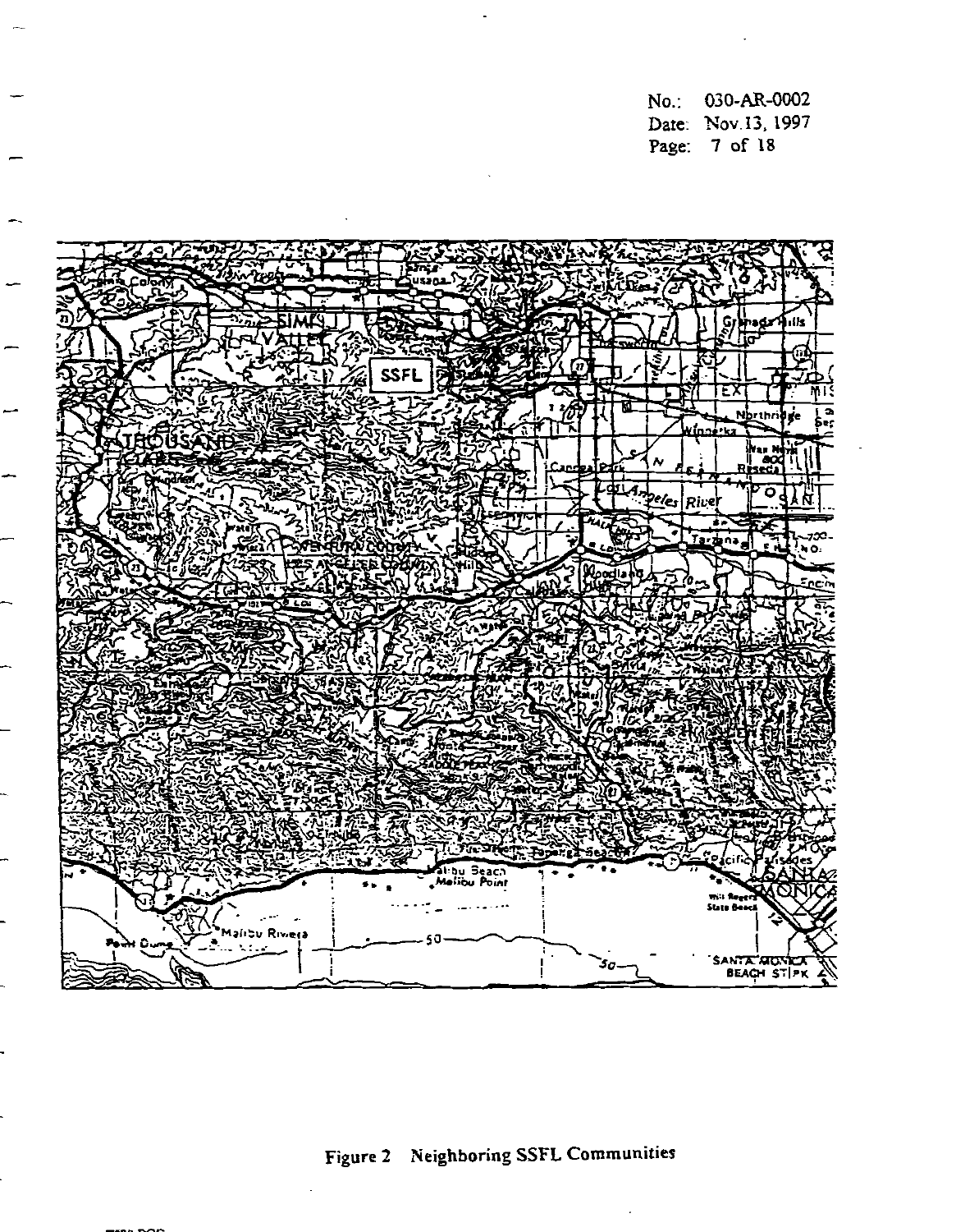No.: 030-AR-0002
Date: Nov.13, 1997

Figure 2 Neighboring SSFL Communities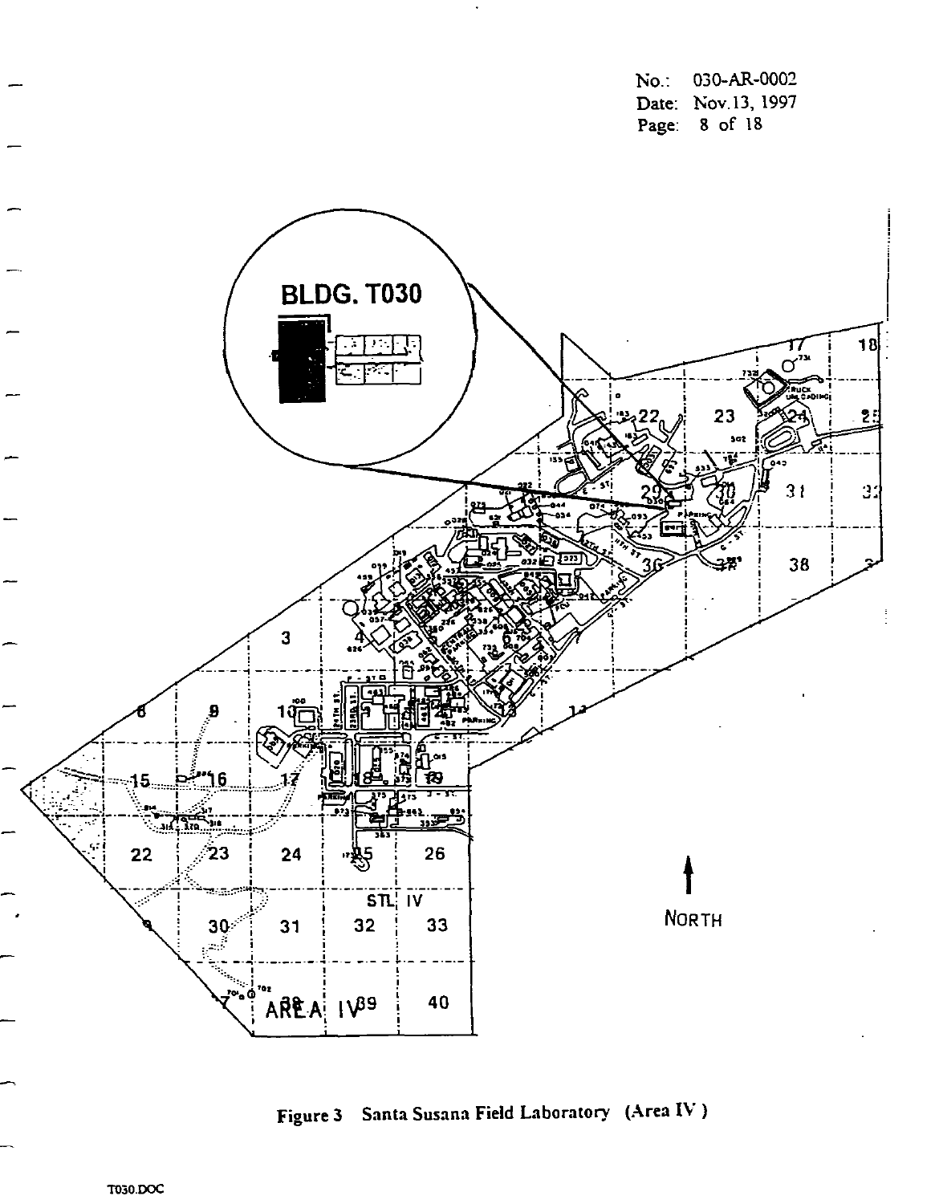Figure 3 Santa Susana Field Laboratory (Area IV)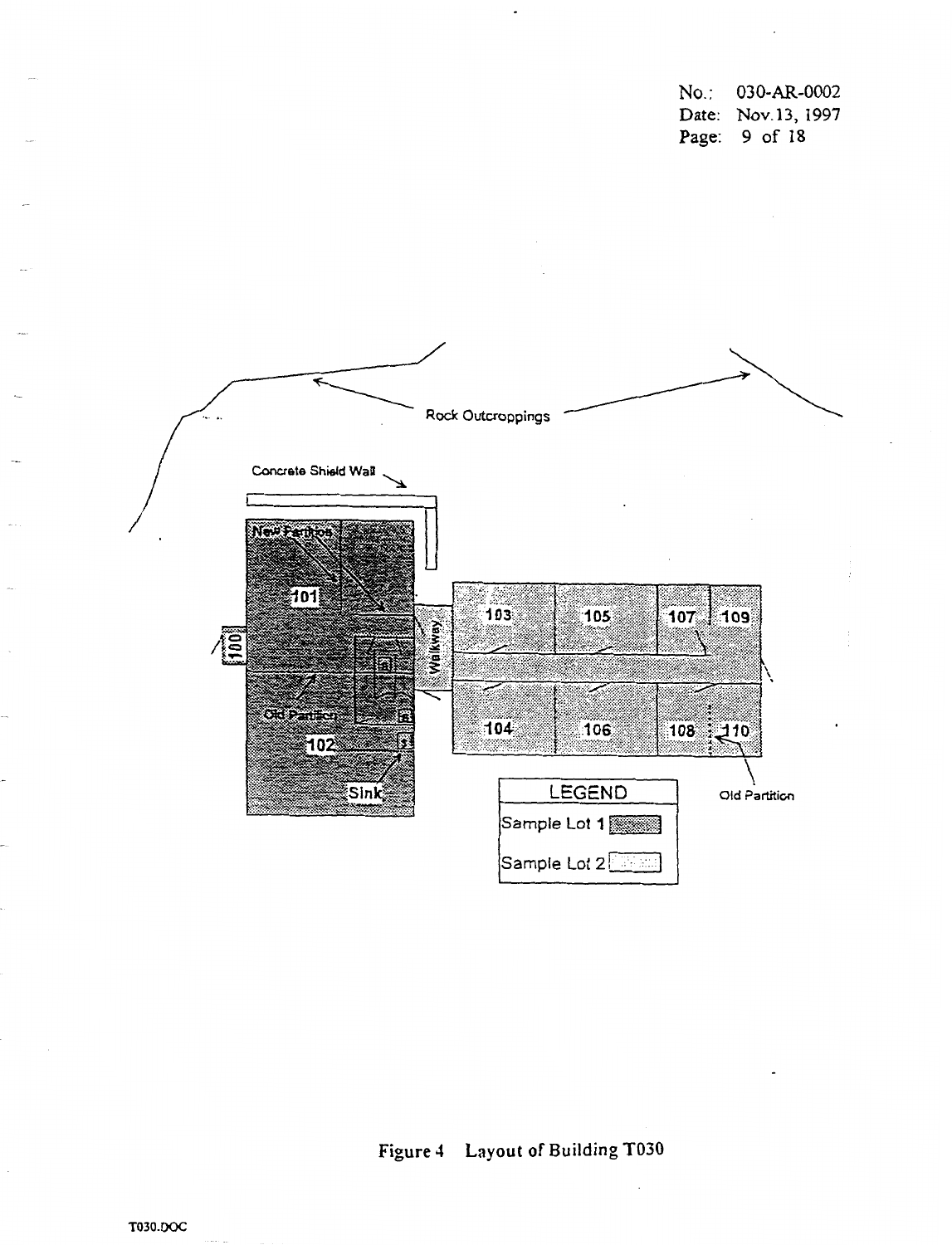Rock Outcroppings

Concrete Shield Wall

New Partition

101

100

Walkway

103

105

107

109

Old Partition

102

Sink

104

106

108

110

Old Partition

| LEGEND |
| --- |
| Sample Lot 1 |
| Sample Lot 2 |

Figure 4 Layout of Building T030